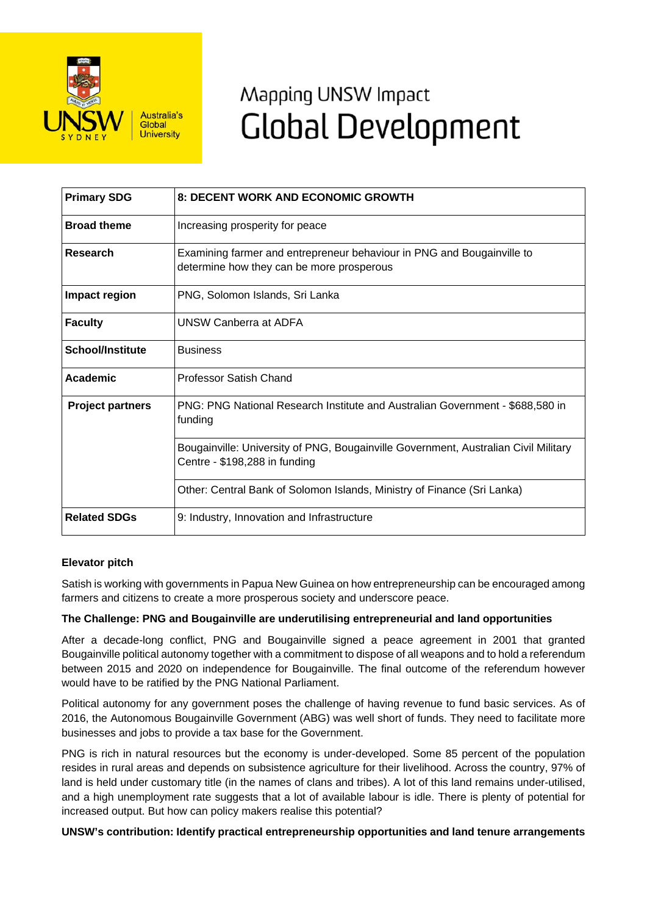Mapping UNSW Impact

# Global Development

| Primary SDG | 8: DECENT WORK AND ECONOMIC GROWTH |
|---|---|
| Broad theme | Increasing prosperity for peace |
| Research | Examining farmer and entrepreneur behaviour in PNG and Bougainville to determine how they can be more prosperous |
| Impact region | PNG, Solomon Islands, Sri Lanka |
| Faculty | UNSW Canberra at ADFA |
| School/Institute | Business |
| Academic | Professor Satish Chand |
| Project partners | PNG: PNG National Research Institute and Australian Government - $688,580 in funding |
| | Bougainville: University of PNG, Bougainville Government, Australian Civil Military Centre - $198,288 in funding |
| | Other: Central Bank of Solomon Islands, Ministry of Finance (Sri Lanka) |
| Related SDGs | 9: Industry, Innovation and Infrastructure |

**Elevator pitch**

Satish is working with governments in Papua New Guinea on how entrepreneurship can be encouraged among farmers and citizens to create a more prosperous society and underscore peace.

**The Challenge: PNG and Bougainville are underutilising entrepreneurial and land opportunities**

After a decade-long conflict, PNG and Bougainville signed a peace agreement in 2001 that granted Bougainville political autonomy together with a commitment to dispose of all weapons and to hold a referendum between 2015 and 2020 on independence for Bougainville. The final outcome of the referendum however would have to be ratified by the PNG National Parliament.

Political autonomy for any government poses the challenge of having revenue to fund basic services. As of 2016, the Autonomous Bougainville Government (ABG) was well short of funds. They need to facilitate more businesses and jobs to provide a tax base for the Government.

PNG is rich in natural resources but the economy is under-developed. Some 85 percent of the population resides in rural areas and depends on subsistence agriculture for their livelihood. Across the country, 97% of land is held under customary title (in the names of clans and tribes). A lot of this land remains under-utilised, and a high unemployment rate suggests that a lot of available labour is idle. There is plenty of potential for increased output. But how can policy makers realise this potential?

**UNSW's contribution: Identify practical entrepreneurship opportunities and land tenure arrangements**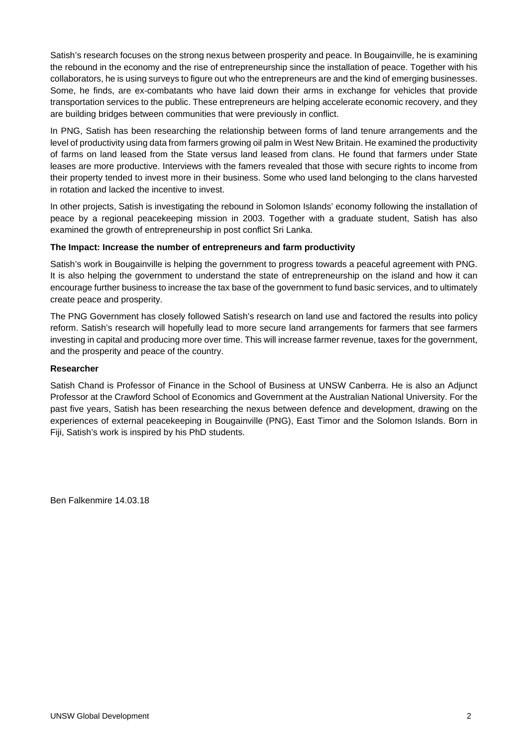Satish's research focuses on the strong nexus between prosperity and peace. In Bougainville, he is examining the rebound in the economy and the rise of entrepreneurship since the installation of peace. Together with his collaborators, he is using surveys to figure out who the entrepreneurs are and the kind of emerging businesses. Some, he finds, are ex-combatants who have laid down their arms in exchange for vehicles that provide transportation services to the public. These entrepreneurs are helping accelerate economic recovery, and they are building bridges between communities that were previously in conflict.

In PNG, Satish has been researching the relationship between forms of land tenure arrangements and the level of productivity using data from farmers growing oil palm in West New Britain. He examined the productivity of farms on land leased from the State versus land leased from clans. He found that farmers under State leases are more productive. Interviews with the famers revealed that those with secure rights to income from their property tended to invest more in their business. Some who used land belonging to the clans harvested in rotation and lacked the incentive to invest.

In other projects, Satish is investigating the rebound in Solomon Islands' economy following the installation of peace by a regional peacekeeping mission in 2003. Together with a graduate student, Satish has also examined the growth of entrepreneurship in post conflict Sri Lanka.

**The Impact: Increase the number of entrepreneurs and farm productivity**

Satish's work in Bougainville is helping the government to progress towards a peaceful agreement with PNG. It is also helping the government to understand the state of entrepreneurship on the island and how it can encourage further business to increase the tax base of the government to fund basic services, and to ultimately create peace and prosperity.

The PNG Government has closely followed Satish's research on land use and factored the results into policy reform. Satish's research will hopefully lead to more secure land arrangements for farmers that see farmers investing in capital and producing more over time. This will increase farmer revenue, taxes for the government, and the prosperity and peace of the country.

**Researcher**

Satish Chand is Professor of Finance in the School of Business at UNSW Canberra. He is also an Adjunct Professor at the Crawford School of Economics and Government at the Australian National University. For the past five years, Satish has been researching the nexus between defence and development, drawing on the experiences of external peacekeeping in Bougainville (PNG), East Timor and the Solomon Islands. Born in Fiji, Satish's work is inspired by his PhD students.

Ben Falkenmire 14.03.18